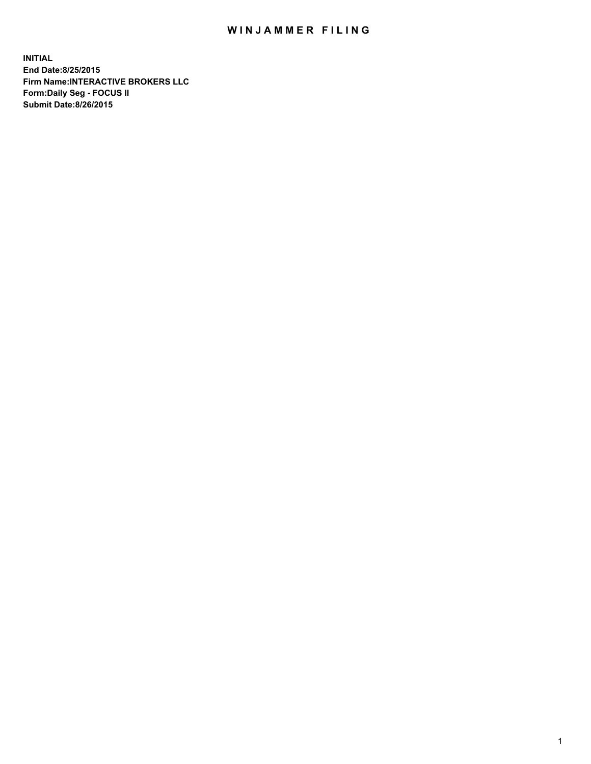# WINJAMMER FILING

**INITIAL**
**End Date:8/25/2015**
**Firm Name:INTERACTIVE BROKERS LLC**
**Form:Daily Seg - FOCUS II**
**Submit Date:8/26/2015**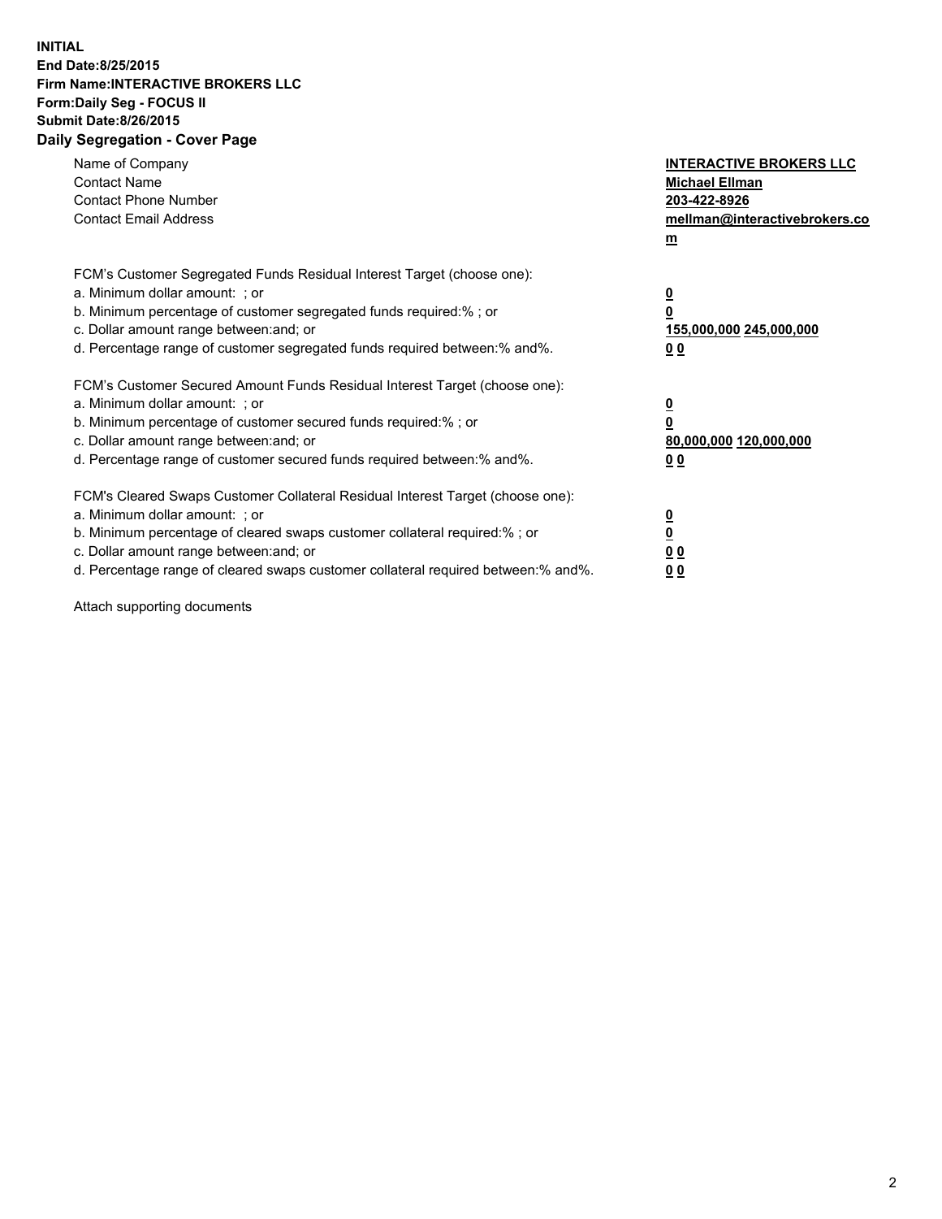**INITIAL**
**End Date:8/25/2015**
**Firm Name:INTERACTIVE BROKERS LLC**
**Form:Daily Seg - FOCUS II**
**Submit Date:8/26/2015**
**Daily Segregation - Cover Page**

| | |
|---|---|
| Name of Company | **INTERACTIVE BROKERS LLC** |
| Contact Name | **Michael Ellman** |
| Contact Phone Number | **203-422-8926** |
| Contact Email Address | **mellman@interactivebrokers.com** |

FCM's Customer Segregated Funds Residual Interest Target (choose one):

| | |
|---|---|
| a. Minimum dollar amount: ; or | **0** |
| b. Minimum percentage of customer segregated funds required:% ; or | **0** |
| c. Dollar amount range between:and; or | **155,000,000 245,000,000** |
| d. Percentage range of customer segregated funds required between:% and%. | **0 0** |

FCM's Customer Secured Amount Funds Residual Interest Target (choose one):

| | |
|---|---|
| a. Minimum dollar amount: ; or | **0** |
| b. Minimum percentage of customer secured funds required:% ; or | **0** |
| c. Dollar amount range between:and; or | **80,000,000 120,000,000** |
| d. Percentage range of customer secured funds required between:% and%. | **0 0** |

FCM's Cleared Swaps Customer Collateral Residual Interest Target (choose one):

| | |
|---|---|
| a. Minimum dollar amount: ; or | **0** |
| b. Minimum percentage of cleared swaps customer collateral required:% ; or | **0** |
| c. Dollar amount range between:and; or | **0 0** |
| d. Percentage range of cleared swaps customer collateral required between:% and%. | **0 0** |

Attach supporting documents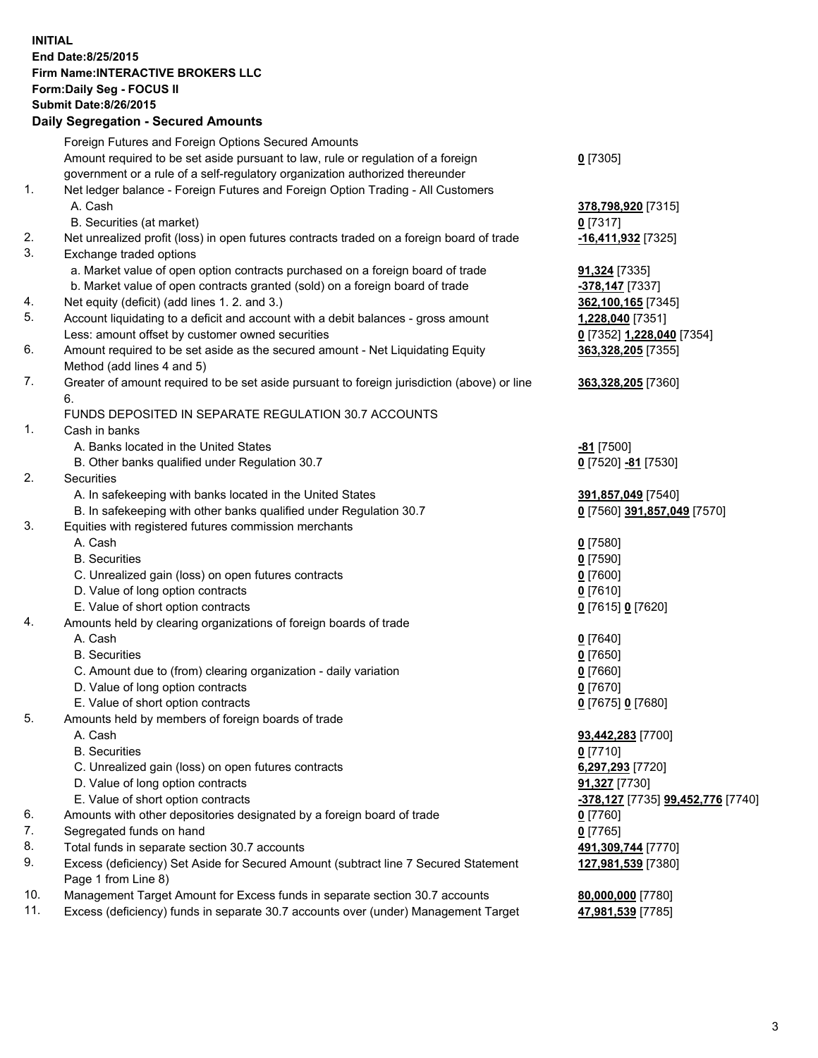**INITIAL**
**End Date:8/25/2015**
**Firm Name:INTERACTIVE BROKERS LLC**
**Form:Daily Seg - FOCUS II**
**Submit Date:8/26/2015**

## Daily Segregation - Secured Amounts

| | | |
|---|---|---|
| | Foreign Futures and Foreign Options Secured Amounts | |
| | Amount required to be set aside pursuant to law, rule or regulation of a foreign government or a rule of a self-regulatory organization authorized thereunder | **0** [7305] |
| 1. | Net ledger balance - Foreign Futures and Foreign Option Trading - All Customers | |
| | A. Cash | **378,798,920** [7315] |
| | B. Securities (at market) | **0** [7317] |
| 2. | Net unrealized profit (loss) in open futures contracts traded on a foreign board of trade | **-16,411,932** [7325] |
| 3. | Exchange traded options | |
| | a. Market value of open option contracts purchased on a foreign board of trade | **91,324** [7335] |
| | b. Market value of open contracts granted (sold) on a foreign board of trade | **-378,147** [7337] |
| 4. | Net equity (deficit) (add lines 1. 2. and 3.) | **362,100,165** [7345] |
| 5. | Account liquidating to a deficit and account with a debit balances - gross amount | **1,228,040** [7351] |
| | Less: amount offset by customer owned securities | **0** [7352] **1,228,040** [7354] |
| 6. | Amount required to be set aside as the secured amount - Net Liquidating Equity Method (add lines 4 and 5) | **363,328,205** [7355] |
| 7. | Greater of amount required to be set aside pursuant to foreign jurisdiction (above) or line 6. | **363,328,205** [7360] |
| | FUNDS DEPOSITED IN SEPARATE REGULATION 30.7 ACCOUNTS | |
| 1. | Cash in banks | |
| | A. Banks located in the United States | **-81** [7500] |
| | B. Other banks qualified under Regulation 30.7 | **0** [7520] **-81** [7530] |
| 2. | Securities | |
| | A. In safekeeping with banks located in the United States | **391,857,049** [7540] |
| | B. In safekeeping with other banks qualified under Regulation 30.7 | **0** [7560] **391,857,049** [7570] |
| 3. | Equities with registered futures commission merchants | |
| | A. Cash | **0** [7580] |
| | B. Securities | **0** [7590] |
| | C. Unrealized gain (loss) on open futures contracts | **0** [7600] |
| | D. Value of long option contracts | **0** [7610] |
| | E. Value of short option contracts | **0** [7615] **0** [7620] |
| 4. | Amounts held by clearing organizations of foreign boards of trade | |
| | A. Cash | **0** [7640] |
| | B. Securities | **0** [7650] |
| | C. Amount due to (from) clearing organization - daily variation | **0** [7660] |
| | D. Value of long option contracts | **0** [7670] |
| | E. Value of short option contracts | **0** [7675] **0** [7680] |
| 5. | Amounts held by members of foreign boards of trade | |
| | A. Cash | **93,442,283** [7700] |
| | B. Securities | **0** [7710] |
| | C. Unrealized gain (loss) on open futures contracts | **6,297,293** [7720] |
| | D. Value of long option contracts | **91,327** [7730] |
| | E. Value of short option contracts | **-378,127** [7735] **99,452,776** [7740] |
| 6. | Amounts with other depositories designated by a foreign board of trade | **0** [7760] |
| 7. | Segregated funds on hand | **0** [7765] |
| 8. | Total funds in separate section 30.7 accounts | **491,309,744** [7770] |
| 9. | Excess (deficiency) Set Aside for Secured Amount (subtract line 7 Secured Statement Page 1 from Line 8) | **127,981,539** [7380] |
| 10. | Management Target Amount for Excess funds in separate section 30.7 accounts | **80,000,000** [7780] |
| 11. | Excess (deficiency) funds in separate 30.7 accounts over (under) Management Target | **47,981,539** [7785] |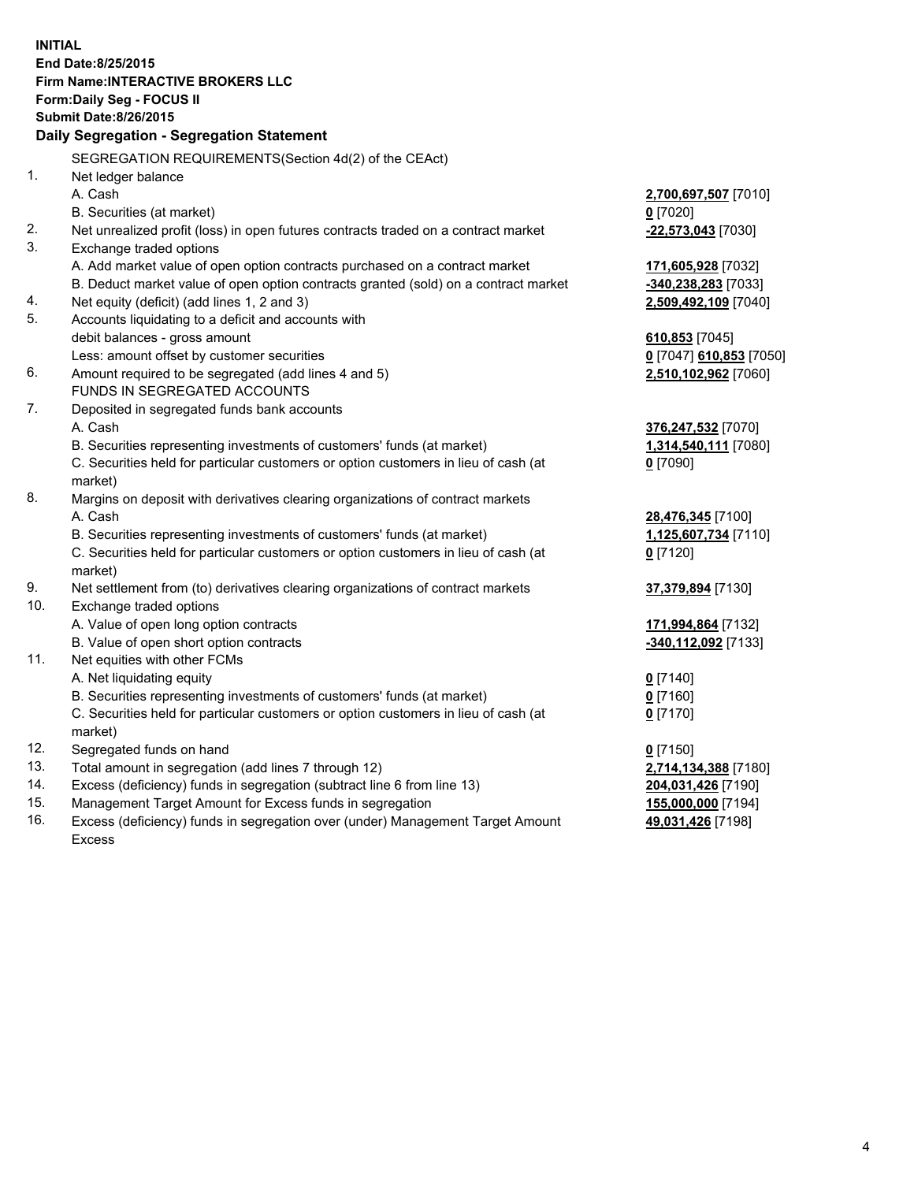**INITIAL**
**End Date:8/25/2015**
**Firm Name:INTERACTIVE BROKERS LLC**
**Form:Daily Seg - FOCUS II**
**Submit Date:8/26/2015**

## Daily Segregation - Segregation Statement

SEGREGATION REQUIREMENTS(Section 4d(2) of the CEAct)

| | | |
|---|---|---|
| 1. | Net ledger balance | |
| | A. Cash | **2,700,697,507** [7010] |
| | B. Securities (at market) | **0** [7020] |
| 2. | Net unrealized profit (loss) in open futures contracts traded on a contract market | **-22,573,043** [7030] |
| 3. | Exchange traded options | |
| | A. Add market value of open option contracts purchased on a contract market | **171,605,928** [7032] |
| | B. Deduct market value of open option contracts granted (sold) on a contract market | **-340,238,283** [7033] |
| 4. | Net equity (deficit) (add lines 1, 2 and 3) | **2,509,492,109** [7040] |
| 5. | Accounts liquidating to a deficit and accounts with | |
| | debit balances - gross amount | **610,853** [7045] |
| | Less: amount offset by customer securities | **0** [7047] **610,853** [7050] |
| 6. | Amount required to be segregated (add lines 4 and 5) | **2,510,102,962** [7060] |
| | FUNDS IN SEGREGATED ACCOUNTS | |
| 7. | Deposited in segregated funds bank accounts | |
| | A. Cash | **376,247,532** [7070] |
| | B. Securities representing investments of customers' funds (at market) | **1,314,540,111** [7080] |
| | C. Securities held for particular customers or option customers in lieu of cash (at market) | **0** [7090] |
| 8. | Margins on deposit with derivatives clearing organizations of contract markets | |
| | A. Cash | **28,476,345** [7100] |
| | B. Securities representing investments of customers' funds (at market) | **1,125,607,734** [7110] |
| | C. Securities held for particular customers or option customers in lieu of cash (at market) | **0** [7120] |
| 9. | Net settlement from (to) derivatives clearing organizations of contract markets | **37,379,894** [7130] |
| 10. | Exchange traded options | |
| | A. Value of open long option contracts | **171,994,864** [7132] |
| | B. Value of open short option contracts | **-340,112,092** [7133] |
| 11. | Net equities with other FCMs | |
| | A. Net liquidating equity | **0** [7140] |
| | B. Securities representing investments of customers' funds (at market) | **0** [7160] |
| | C. Securities held for particular customers or option customers in lieu of cash (at market) | **0** [7170] |
| 12. | Segregated funds on hand | **0** [7150] |
| 13. | Total amount in segregation (add lines 7 through 12) | **2,714,134,388** [7180] |
| 14. | Excess (deficiency) funds in segregation (subtract line 6 from line 13) | **204,031,426** [7190] |
| 15. | Management Target Amount for Excess funds in segregation | **155,000,000** [7194] |
| 16. | Excess (deficiency) funds in segregation over (under) Management Target Amount Excess | **49,031,426** [7198] |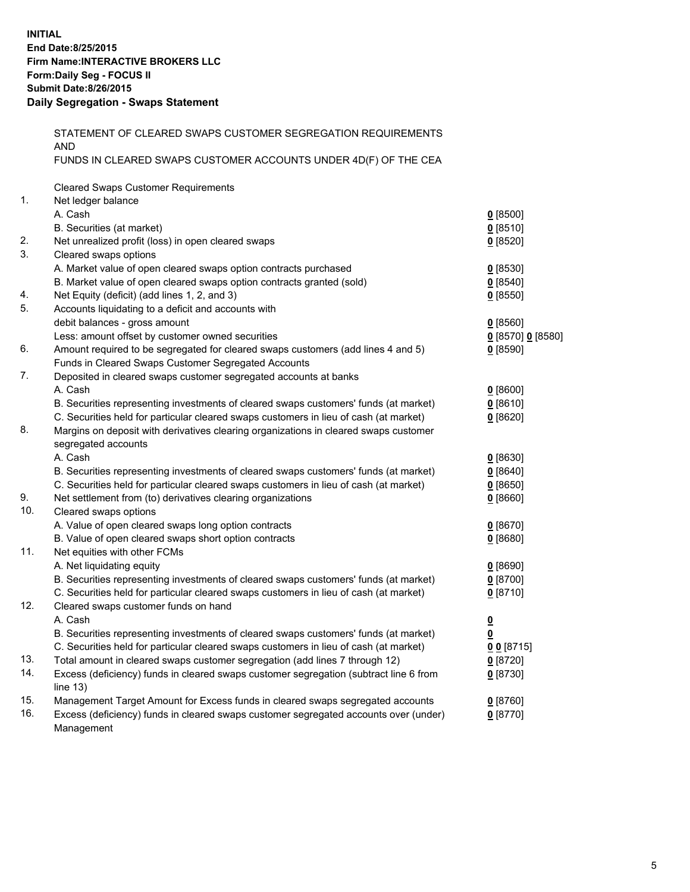**INITIAL**
**End Date:8/25/2015**
**Firm Name:INTERACTIVE BROKERS LLC**
**Form:Daily Seg - FOCUS II**
**Submit Date:8/26/2015**
**Daily Segregation - Swaps Statement**

STATEMENT OF CLEARED SWAPS CUSTOMER SEGREGATION REQUIREMENTS AND
FUNDS IN CLEARED SWAPS CUSTOMER ACCOUNTS UNDER 4D(F) OF THE CEA

| | | |
|---|---|---|
| | Cleared Swaps Customer Requirements | |
| 1. | Net ledger balance | |
| | A. Cash | 0 [8500] |
| | B. Securities (at market) | 0 [8510] |
| 2. | Net unrealized profit (loss) in open cleared swaps | 0 [8520] |
| 3. | Cleared swaps options | |
| | A. Market value of open cleared swaps option contracts purchased | 0 [8530] |
| | B. Market value of open cleared swaps option contracts granted (sold) | 0 [8540] |
| 4. | Net Equity (deficit) (add lines 1, 2, and 3) | 0 [8550] |
| 5. | Accounts liquidating to a deficit and accounts with | |
| | debit balances - gross amount | 0 [8560] |
| | Less: amount offset by customer owned securities | 0 [8570] 0 [8580] |
| 6. | Amount required to be segregated for cleared swaps customers (add lines 4 and 5) | 0 [8590] |
| | Funds in Cleared Swaps Customer Segregated Accounts | |
| 7. | Deposited in cleared swaps customer segregated accounts at banks | |
| | A. Cash | 0 [8600] |
| | B. Securities representing investments of cleared swaps customers' funds (at market) | 0 [8610] |
| | C. Securities held for particular cleared swaps customers in lieu of cash (at market) | 0 [8620] |
| 8. | Margins on deposit with derivatives clearing organizations in cleared swaps customer segregated accounts | |
| | A. Cash | 0 [8630] |
| | B. Securities representing investments of cleared swaps customers' funds (at market) | 0 [8640] |
| | C. Securities held for particular cleared swaps customers in lieu of cash (at market) | 0 [8650] |
| 9. | Net settlement from (to) derivatives clearing organizations | 0 [8660] |
| 10. | Cleared swaps options | |
| | A. Value of open cleared swaps long option contracts | 0 [8670] |
| | B. Value of open cleared swaps short option contracts | 0 [8680] |
| 11. | Net equities with other FCMs | |
| | A. Net liquidating equity | 0 [8690] |
| | B. Securities representing investments of cleared swaps customers' funds (at market) | 0 [8700] |
| | C. Securities held for particular cleared swaps customers in lieu of cash (at market) | 0 [8710] |
| 12. | Cleared swaps customer funds on hand | |
| | A. Cash | 0 |
| | B. Securities representing investments of cleared swaps customers' funds (at market) | 0 |
| | C. Securities held for particular cleared swaps customers in lieu of cash (at market) | 0 0 [8715] |
| 13. | Total amount in cleared swaps customer segregation (add lines 7 through 12) | 0 [8720] |
| 14. | Excess (deficiency) funds in cleared swaps customer segregation (subtract line 6 from line 13) | 0 [8730] |
| 15. | Management Target Amount for Excess funds in cleared swaps segregated accounts | 0 [8760] |
| 16. | Excess (deficiency) funds in cleared swaps customer segregated accounts over (under) Management | 0 [8770] |